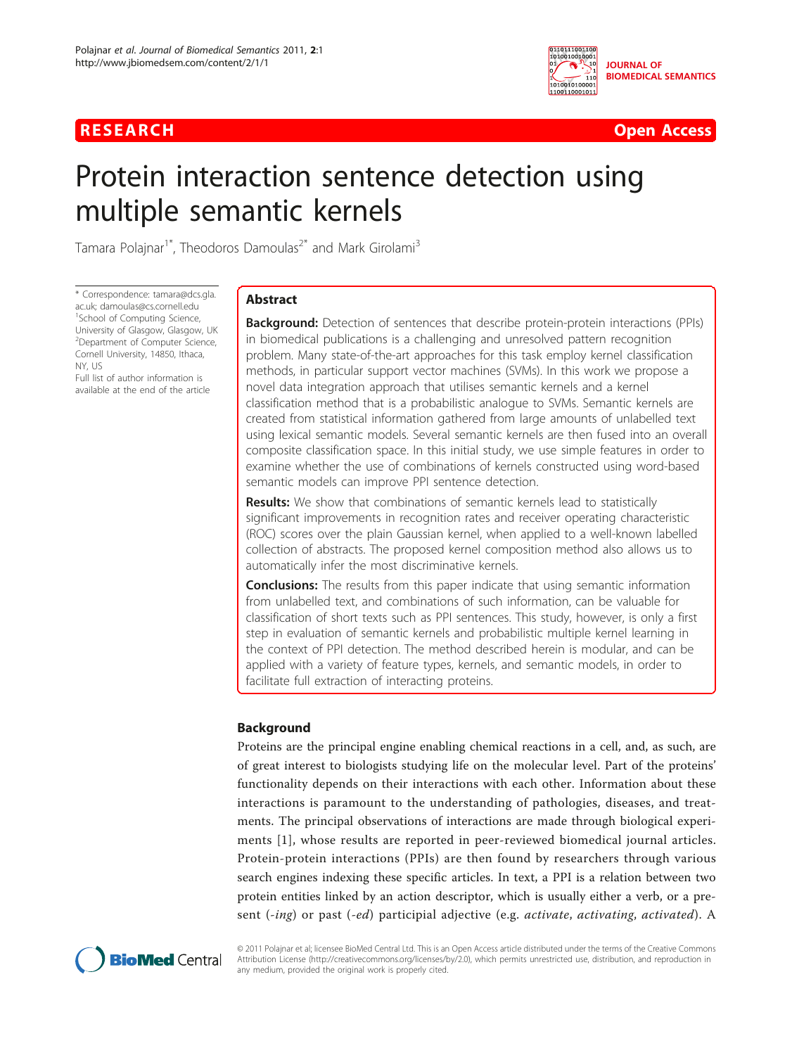**RESEARCH** **Open Access**

# Protein interaction sentence detection using multiple semantic kernels

Tamara Polajnar[1*], Theodoros Damoulas[2*] and Mark Girolami[3]

* Correspondence: tamara@dcs.gla.ac.uk; damoulas@cs.cornell.edu
[1]School of Computing Science, University of Glasgow, Glasgow, UK
[2]Department of Computer Science, Cornell University, 14850, Ithaca, NY, US
Full list of author information is available at the end of the article

## Abstract

**Background:** Detection of sentences that describe protein-protein interactions (PPIs) in biomedical publications is a challenging and unresolved pattern recognition problem. Many state-of-the-art approaches for this task employ kernel classification methods, in particular support vector machines (SVMs). In this work we propose a novel data integration approach that utilises semantic kernels and a kernel classification method that is a probabilistic analogue to SVMs. Semantic kernels are created from statistical information gathered from large amounts of unlabelled text using lexical semantic models. Several semantic kernels are then fused into an overall composite classification space. In this initial study, we use simple features in order to examine whether the use of combinations of kernels constructed using word-based semantic models can improve PPI sentence detection.

**Results:** We show that combinations of semantic kernels lead to statistically significant improvements in recognition rates and receiver operating characteristic (ROC) scores over the plain Gaussian kernel, when applied to a well-known labelled collection of abstracts. The proposed kernel composition method also allows us to automatically infer the most discriminative kernels.

**Conclusions:** The results from this paper indicate that using semantic information from unlabelled text, and combinations of such information, can be valuable for classification of short texts such as PPI sentences. This study, however, is only a first step in evaluation of semantic kernels and probabilistic multiple kernel learning in the context of PPI detection. The method described herein is modular, and can be applied with a variety of feature types, kernels, and semantic models, in order to facilitate full extraction of interacting proteins.

## Background

Proteins are the principal engine enabling chemical reactions in a cell, and, as such, are of great interest to biologists studying life on the molecular level. Part of the proteins' functionality depends on their interactions with each other. Information about these interactions is paramount to the understanding of pathologies, diseases, and treatments. The principal observations of interactions are made through biological experiments [1], whose results are reported in peer-reviewed biomedical journal articles. Protein-protein interactions (PPIs) are then found by researchers through various search engines indexing these specific articles. In text, a PPI is a relation between two protein entities linked by an action descriptor, which is usually either a verb, or a present (*-ing*) or past (*-ed*) participial adjective (e.g. *activate*, *activating*, *activated*). A

© 2011 Polajnar et al; licensee BioMed Central Ltd. This is an Open Access article distributed under the terms of the Creative Commons Attribution License (http://creativecommons.org/licenses/by/2.0), which permits unrestricted use, distribution, and reproduction in any medium, provided the original work is properly cited.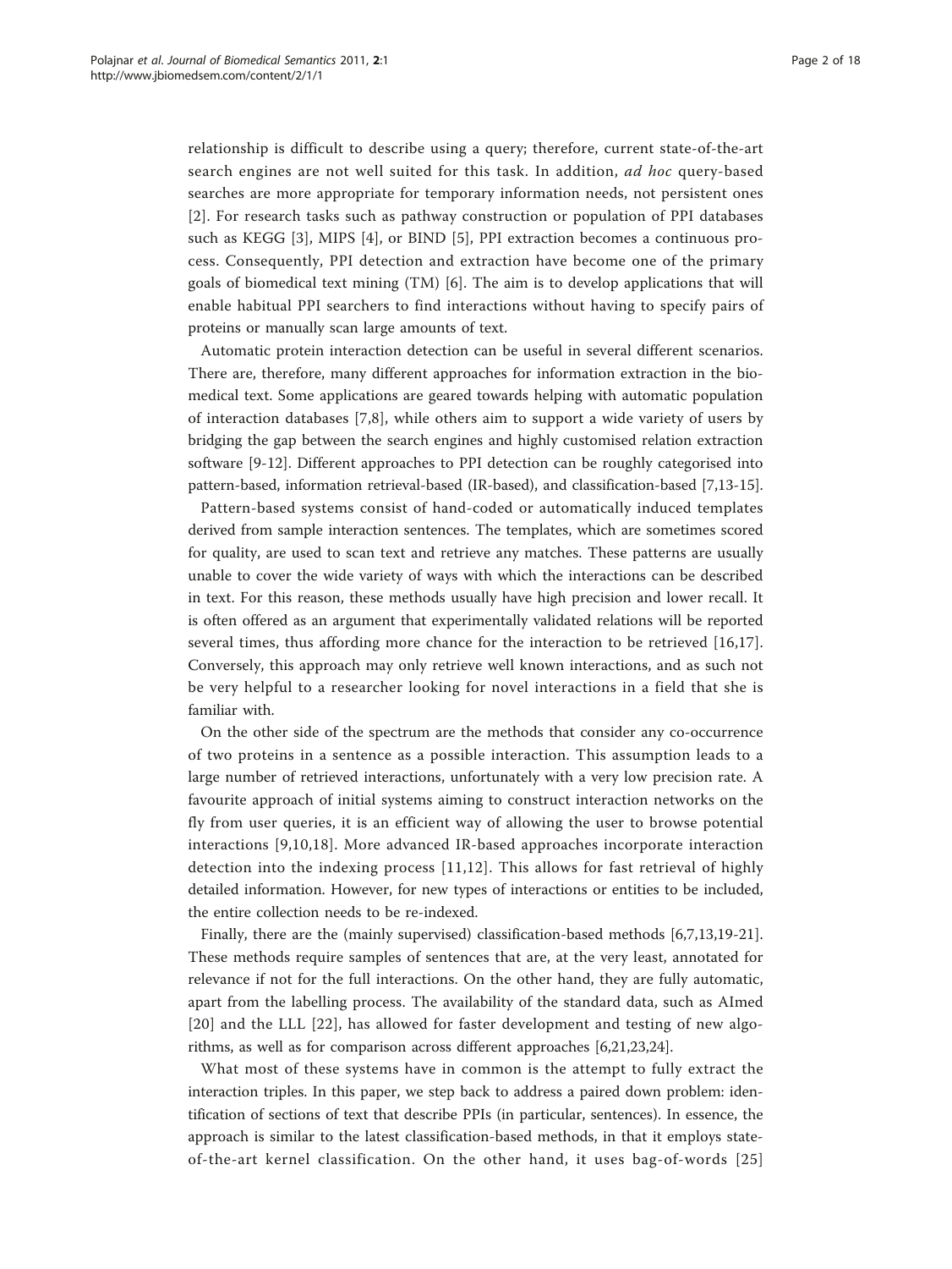relationship is difficult to describe using a query; therefore, current state-of-the-art search engines are not well suited for this task. In addition, *ad hoc* query-based searches are more appropriate for temporary information needs, not persistent ones [2]. For research tasks such as pathway construction or population of PPI databases such as KEGG [3], MIPS [4], or BIND [5], PPI extraction becomes a continuous process. Consequently, PPI detection and extraction have become one of the primary goals of biomedical text mining (TM) [6]. The aim is to develop applications that will enable habitual PPI searchers to find interactions without having to specify pairs of proteins or manually scan large amounts of text.

Automatic protein interaction detection can be useful in several different scenarios. There are, therefore, many different approaches for information extraction in the biomedical text. Some applications are geared towards helping with automatic population of interaction databases [7,8], while others aim to support a wide variety of users by bridging the gap between the search engines and highly customised relation extraction software [9-12]. Different approaches to PPI detection can be roughly categorised into pattern-based, information retrieval-based (IR-based), and classification-based [7,13-15].

Pattern-based systems consist of hand-coded or automatically induced templates derived from sample interaction sentences. The templates, which are sometimes scored for quality, are used to scan text and retrieve any matches. These patterns are usually unable to cover the wide variety of ways with which the interactions can be described in text. For this reason, these methods usually have high precision and lower recall. It is often offered as an argument that experimentally validated relations will be reported several times, thus affording more chance for the interaction to be retrieved [16,17]. Conversely, this approach may only retrieve well known interactions, and as such not be very helpful to a researcher looking for novel interactions in a field that she is familiar with.

On the other side of the spectrum are the methods that consider any co-occurrence of two proteins in a sentence as a possible interaction. This assumption leads to a large number of retrieved interactions, unfortunately with a very low precision rate. A favourite approach of initial systems aiming to construct interaction networks on the fly from user queries, it is an efficient way of allowing the user to browse potential interactions [9,10,18]. More advanced IR-based approaches incorporate interaction detection into the indexing process [11,12]. This allows for fast retrieval of highly detailed information. However, for new types of interactions or entities to be included, the entire collection needs to be re-indexed.

Finally, there are the (mainly supervised) classification-based methods [6,7,13,19-21]. These methods require samples of sentences that are, at the very least, annotated for relevance if not for the full interactions. On the other hand, they are fully automatic, apart from the labelling process. The availability of the standard data, such as AImed [20] and the LLL [22], has allowed for faster development and testing of new algorithms, as well as for comparison across different approaches [6,21,23,24].

What most of these systems have in common is the attempt to fully extract the interaction triples. In this paper, we step back to address a paired down problem: identification of sections of text that describe PPIs (in particular, sentences). In essence, the approach is similar to the latest classification-based methods, in that it employs state-of-the-art kernel classification. On the other hand, it uses bag-of-words [25]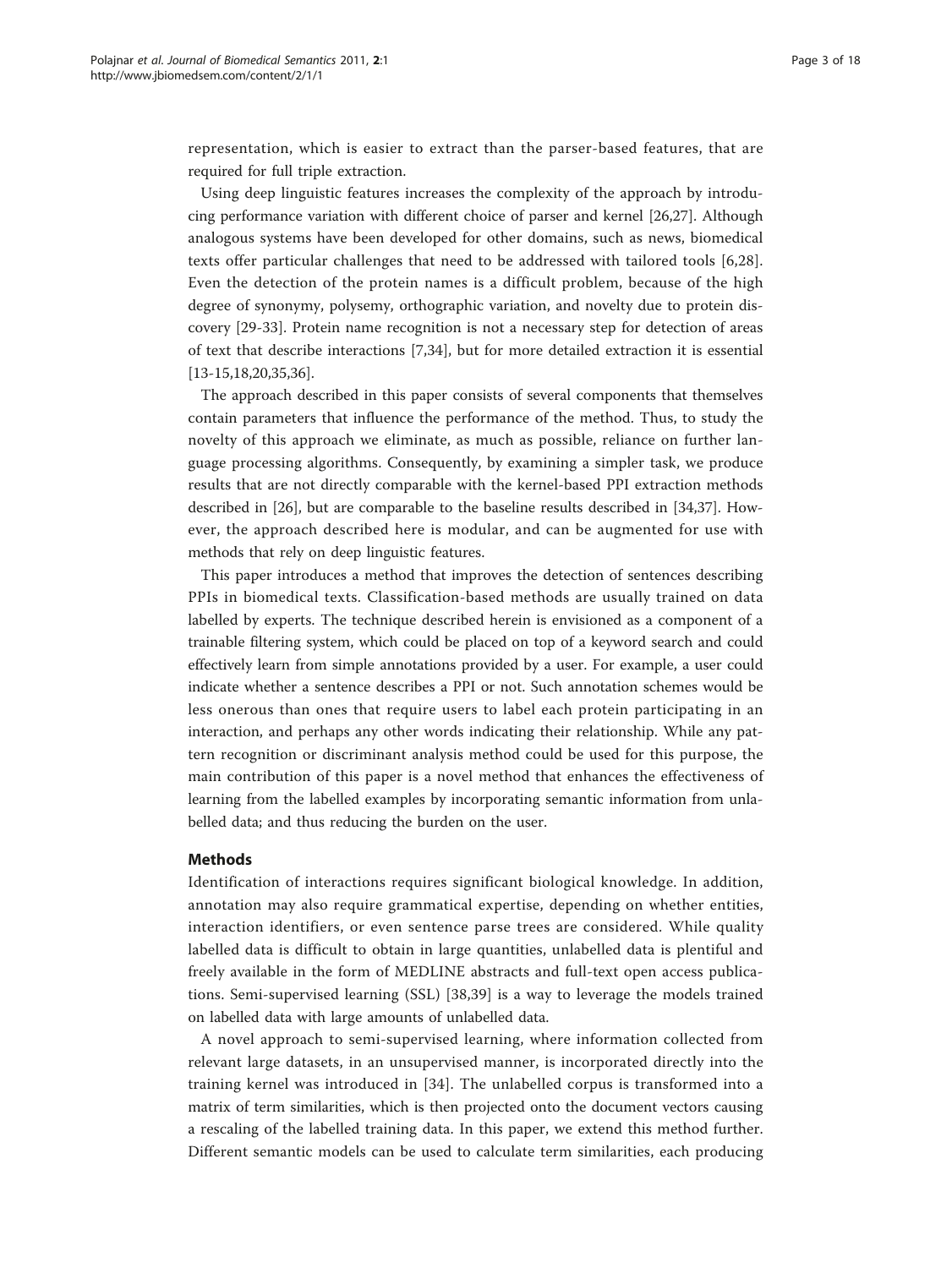representation, which is easier to extract than the parser-based features, that are required for full triple extraction.

Using deep linguistic features increases the complexity of the approach by introducing performance variation with different choice of parser and kernel [26,27]. Although analogous systems have been developed for other domains, such as news, biomedical texts offer particular challenges that need to be addressed with tailored tools [6,28]. Even the detection of the protein names is a difficult problem, because of the high degree of synonymy, polysemy, orthographic variation, and novelty due to protein discovery [29-33]. Protein name recognition is not a necessary step for detection of areas of text that describe interactions [7,34], but for more detailed extraction it is essential [13-15,18,20,35,36].

The approach described in this paper consists of several components that themselves contain parameters that influence the performance of the method. Thus, to study the novelty of this approach we eliminate, as much as possible, reliance on further language processing algorithms. Consequently, by examining a simpler task, we produce results that are not directly comparable with the kernel-based PPI extraction methods described in [26], but are comparable to the baseline results described in [34,37]. However, the approach described here is modular, and can be augmented for use with methods that rely on deep linguistic features.

This paper introduces a method that improves the detection of sentences describing PPIs in biomedical texts. Classification-based methods are usually trained on data labelled by experts. The technique described herein is envisioned as a component of a trainable filtering system, which could be placed on top of a keyword search and could effectively learn from simple annotations provided by a user. For example, a user could indicate whether a sentence describes a PPI or not. Such annotation schemes would be less onerous than ones that require users to label each protein participating in an interaction, and perhaps any other words indicating their relationship. While any pattern recognition or discriminant analysis method could be used for this purpose, the main contribution of this paper is a novel method that enhances the effectiveness of learning from the labelled examples by incorporating semantic information from unlabelled data; and thus reducing the burden on the user.

## Methods

Identification of interactions requires significant biological knowledge. In addition, annotation may also require grammatical expertise, depending on whether entities, interaction identifiers, or even sentence parse trees are considered. While quality labelled data is difficult to obtain in large quantities, unlabelled data is plentiful and freely available in the form of MEDLINE abstracts and full-text open access publications. Semi-supervised learning (SSL) [38,39] is a way to leverage the models trained on labelled data with large amounts of unlabelled data.

A novel approach to semi-supervised learning, where information collected from relevant large datasets, in an unsupervised manner, is incorporated directly into the training kernel was introduced in [34]. The unlabelled corpus is transformed into a matrix of term similarities, which is then projected onto the document vectors causing a rescaling of the labelled training data. In this paper, we extend this method further. Different semantic models can be used to calculate term similarities, each producing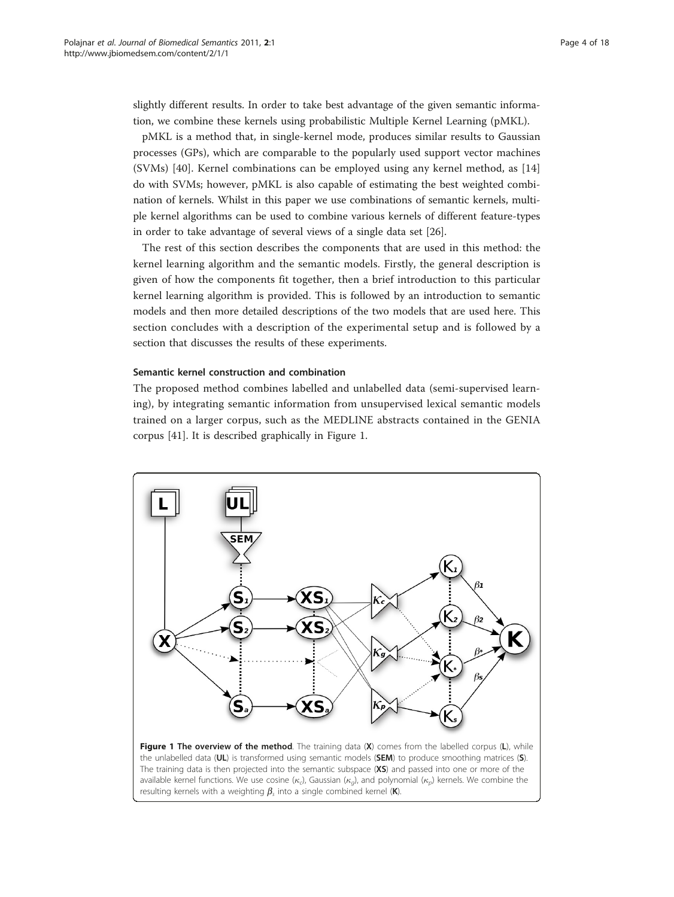slightly different results. In order to take best advantage of the given semantic information, we combine these kernels using probabilistic Multiple Kernel Learning (pMKL).

pMKL is a method that, in single-kernel mode, produces similar results to Gaussian processes (GPs), which are comparable to the popularly used support vector machines (SVMs) [40]. Kernel combinations can be employed using any kernel method, as [14] do with SVMs; however, pMKL is also capable of estimating the best weighted combination of kernels. Whilst in this paper we use combinations of semantic kernels, multiple kernel algorithms can be used to combine various kernels of different feature-types in order to take advantage of several views of a single data set [26].

The rest of this section describes the components that are used in this method: the kernel learning algorithm and the semantic models. Firstly, the general description is given of how the components fit together, then a brief introduction to this particular kernel learning algorithm is provided. This is followed by an introduction to semantic models and then more detailed descriptions of the two models that are used here. This section concludes with a description of the experimental setup and is followed by a section that discusses the results of these experiments.

### Semantic kernel construction and combination

The proposed method combines labelled and unlabelled data (semi-supervised learning), by integrating semantic information from unsupervised lexical semantic models trained on a larger corpus, such as the MEDLINE abstracts contained in the GENIA corpus [41]. It is described graphically in Figure 1.

**Figure 1 The overview of the method**. The training data (**X**) comes from the labelled corpus (**L**), while the unlabelled data (**UL**) is transformed using semantic models (**SEM**) to produce smoothing matrices (**S**). The training data is then projected into the semantic subspace (**XS**) and passed into one or more of the available kernel functions. We use cosine ($\kappa_c$), Gaussian ($\kappa_g$), and polynomial ($\kappa_p$) kernels. We combine the resulting kernels with a weighting $\beta_s$ into a single combined kernel (**K**).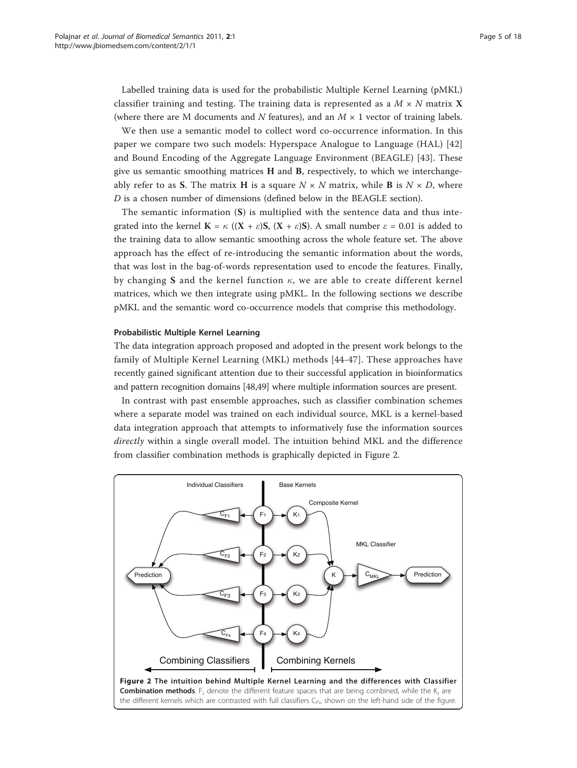Labelled training data is used for the probabilistic Multiple Kernel Learning (pMKL) classifier training and testing. The training data is represented as a $M \times N$ matrix $\mathbf{X}$ (where there are M documents and $N$ features), and an $M \times 1$ vector of training labels.

We then use a semantic model to collect word co-occurrence information. In this paper we compare two such models: Hyperspace Analogue to Language (HAL) [42] and Bound Encoding of the Aggregate Language Environment (BEAGLE) [43]. These give us semantic smoothing matrices $\mathbf{H}$ and $\mathbf{B}$, respectively, to which we interchangeably refer to as $\mathbf{S}$. The matrix $\mathbf{H}$ is a square $N \times N$ matrix, while $\mathbf{B}$ is $N \times D$, where $D$ is a chosen number of dimensions (defined below in the BEAGLE section).

The semantic information ($\mathbf{S}$) is multiplied with the sentence data and thus integrated into the kernel $\mathbf{K} = \kappa\ ((\mathbf{X} + \varepsilon)\mathbf{S}, (\mathbf{X} + \varepsilon)\mathbf{S})$. A small number $\varepsilon = 0.01$ is added to the training data to allow semantic smoothing across the whole feature set. The above approach has the effect of re-introducing the semantic information about the words, that was lost in the bag-of-words representation used to encode the features. Finally, by changing $\mathbf{S}$ and the kernel function $\kappa$, we are able to create different kernel matrices, which we then integrate using pMKL. In the following sections we describe pMKL and the semantic word co-occurrence models that comprise this methodology.

#### Probabilistic Multiple Kernel Learning

The data integration approach proposed and adopted in the present work belongs to the family of Multiple Kernel Learning (MKL) methods [44-47]. These approaches have recently gained significant attention due to their successful application in bioinformatics and pattern recognition domains [48,49] where multiple information sources are present.

In contrast with past ensemble approaches, such as classifier combination schemes where a separate model was trained on each individual source, MKL is a kernel-based data integration approach that attempts to informatively fuse the information sources *directly* within a single overall model. The intuition behind MKL and the difference from classifier combination methods is graphically depicted in Figure 2.

**Figure 2 The intuition behind Multiple Kernel Learning and the differences with Classifier Combination methods**. $F_s$ denote the different feature spaces that are being combined, while the $K_s$ are the different kernels which are contrasted with full classifiers $C_{Fs}$, shown on the left-hand side of the figure.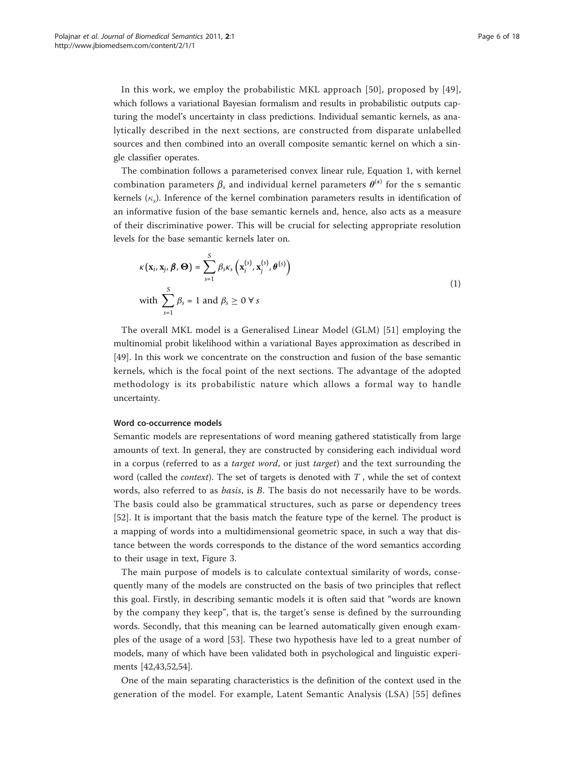In this work, we employ the probabilistic MKL approach [50], proposed by [49], which follows a variational Bayesian formalism and results in probabilistic outputs capturing the model's uncertainty in class predictions. Individual semantic kernels, as analytically described in the next sections, are constructed from disparate unlabelled sources and then combined into an overall composite semantic kernel on which a single classifier operates.

The combination follows a parameterised convex linear rule, Equation 1, with kernel combination parameters $\beta_s$ and individual kernel parameters $\boldsymbol{\theta}^{(s)}$ for the s semantic kernels ($\kappa_s$). Inference of the kernel combination parameters results in identification of an informative fusion of the base semantic kernels and, hence, also acts as a measure of their discriminative power. This will be crucial for selecting appropriate resolution levels for the base semantic kernels later on.

$$
\kappa(\mathbf{x}_i, \mathbf{x}_j, \boldsymbol{\beta}, \boldsymbol{\Theta}) = \sum_{s=1}^{S} \beta_s \kappa_s \left( \mathbf{x}_i^{(s)}, \mathbf{x}_j^{(s)}, \boldsymbol{\theta}^{(s)} \right)
$$
$$
\text{with } \sum_{s=1}^{S} \beta_s = 1 \text{ and } \beta_s \geq 0 \; \forall \, s \tag{1}
$$

The overall MKL model is a Generalised Linear Model (GLM) [51] employing the multinomial probit likelihood within a variational Bayes approximation as described in [49]. In this work we concentrate on the construction and fusion of the base semantic kernels, which is the focal point of the next sections. The advantage of the adopted methodology is its probabilistic nature which allows a formal way to handle uncertainty.

#### Word co-occurrence models

Semantic models are representations of word meaning gathered statistically from large amounts of text. In general, they are constructed by considering each individual word in a corpus (referred to as a *target word*, or just *target*) and the text surrounding the word (called the *context*). The set of targets is denoted with $T$ , while the set of context words, also referred to as *basis*, is $B$. The basis do not necessarily have to be words. The basis could also be grammatical structures, such as parse or dependency trees [52]. It is important that the basis match the feature type of the kernel. The product is a mapping of words into a multidimensional geometric space, in such a way that distance between the words corresponds to the distance of the word semantics according to their usage in text, Figure 3.

The main purpose of models is to calculate contextual similarity of words, consequently many of the models are constructed on the basis of two principles that reflect this goal. Firstly, in describing semantic models it is often said that "words are known by the company they keep", that is, the target's sense is defined by the surrounding words. Secondly, that this meaning can be learned automatically given enough examples of the usage of a word [53]. These two hypothesis have led to a great number of models, many of which have been validated both in psychological and linguistic experiments [42,43,52,54].

One of the main separating characteristics is the definition of the context used in the generation of the model. For example, Latent Semantic Analysis (LSA) [55] defines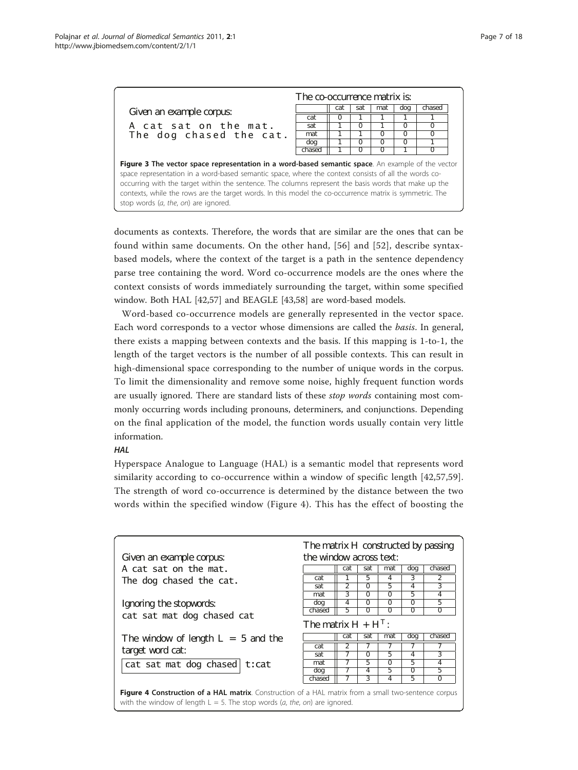Given an example corpus:

A cat sat on the mat.
The dog chased the cat.

The co-occurrence matrix is:

| | cat | sat | mat | dog | chased |
|---|---|---|---|---|---|
| cat | 0 | 1 | 1 | 1 | 1 |
| sat | 1 | 0 | 1 | 0 | 0 |
| mat | 1 | 1 | 0 | 0 | 0 |
| dog | 1 | 0 | 0 | 0 | 1 |
| chased | 1 | 0 | 0 | 1 | 0 |

**Figure 3 The vector space representation in a word-based semantic space**. An example of the vector space representation in a word-based semantic space, where the context consists of all the words co-occurring with the target within the sentence. The columns represent the basis words that make up the contexts, while the rows are the target words. In this model the co-occurrence matrix is symmetric. The stop words (*a*, *the*, *on*) are ignored.

documents as contexts. Therefore, the words that are similar are the ones that can be found within same documents. On the other hand, [56] and [52], describe syntax-based models, where the context of the target is a path in the sentence dependency parse tree containing the word. Word co-occurrence models are the ones where the context consists of words immediately surrounding the target, within some specified window. Both HAL [42,57] and BEAGLE [43,58] are word-based models.

Word-based co-occurrence models are generally represented in the vector space. Each word corresponds to a vector whose dimensions are called the *basis*. In general, there exists a mapping between contexts and the basis. If this mapping is 1-to-1, the length of the target vectors is the number of all possible contexts. This can result in high-dimensional space corresponding to the number of unique words in the corpus. To limit the dimensionality and remove some noise, highly frequent function words are usually ignored. There are standard lists of these *stop words* containing most commonly occurring words including pronouns, determiners, and conjunctions. Depending on the final application of the model, the function words usually contain very little information.

### *HAL*

Hyperspace Analogue to Language (HAL) is a semantic model that represents word similarity according to co-occurrence within a window of specific length [42,57,59]. The strength of word co-occurrence is determined by the distance between the two words within the specified window (Figure 4). This has the effect of boosting the

Given an example corpus:
A cat sat on the mat.
The dog chased the cat.

Ignoring the stopwords:
cat sat mat dog chased cat

The window of length $L = 5$ and the target word cat:

cat sat mat dog chased | t:cat

The matrix $H$ constructed by passing the window across text:

| | cat | sat | mat | dog | chased |
|---|---|---|---|---|---|
| cat | 1 | 5 | 4 | 3 | 2 |
| sat | 2 | 0 | 5 | 4 | 3 |
| mat | 3 | 0 | 0 | 5 | 4 |
| dog | 4 | 0 | 0 | 0 | 5 |
| chased | 5 | 0 | 0 | 0 | 0 |

The matrix $H + H^T$:

| | cat | sat | mat | dog | chased |
|---|---|---|---|---|---|
| cat | 2 | 7 | 7 | 7 | 7 |
| sat | 7 | 0 | 5 | 4 | 3 |
| mat | 7 | 5 | 0 | 5 | 4 |
| dog | 7 | 4 | 5 | 0 | 5 |
| chased | 7 | 3 | 4 | 5 | 0 |

**Figure 4 Construction of a HAL matrix**. Construction of a HAL matrix from a small two-sentence corpus with the window of length L = 5. The stop words (*a*, *the*, *on*) are ignored.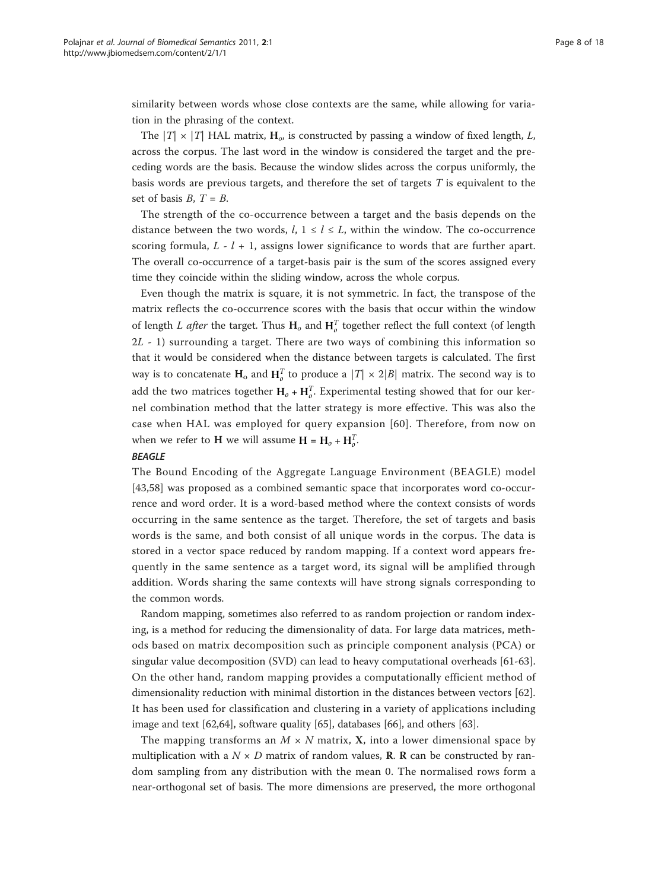similarity between words whose close contexts are the same, while allowing for variation in the phrasing of the context.

The $|T| \times |T|$ HAL matrix, $\mathbf{H}_o$, is constructed by passing a window of fixed length, $L$, across the corpus. The last word in the window is considered the target and the preceding words are the basis. Because the window slides across the corpus uniformly, the basis words are previous targets, and therefore the set of targets $T$ is equivalent to the set of basis $B$, $T = B$.

The strength of the co-occurrence between a target and the basis depends on the distance between the two words, $l$, $1 \leq l \leq L$, within the window. The co-occurrence scoring formula, $L - l + 1$, assigns lower significance to words that are further apart. The overall co-occurrence of a target-basis pair is the sum of the scores assigned every time they coincide within the sliding window, across the whole corpus.

Even though the matrix is square, it is not symmetric. In fact, the transpose of the matrix reflects the co-occurrence scores with the basis that occur within the window of length $L$ *after* the target. Thus $\mathbf{H}_o$ and $\mathbf{H}_o^T$ together reflect the full context (of length $2L - 1$) surrounding a target. There are two ways of combining this information so that it would be considered when the distance between targets is calculated. The first way is to concatenate $\mathbf{H}_o$ and $\mathbf{H}_o^T$ to produce a $|T| \times 2|B|$ matrix. The second way is to add the two matrices together $\mathbf{H}_o + \mathbf{H}_o^T$. Experimental testing showed that for our kernel combination method that the latter strategy is more effective. This was also the case when HAL was employed for query expansion [60]. Therefore, from now on when we refer to $\mathbf{H}$ we will assume $\mathbf{H} = \mathbf{H}_o + \mathbf{H}_o^T$.

***BEAGLE***

The Bound Encoding of the Aggregate Language Environment (BEAGLE) model [43,58] was proposed as a combined semantic space that incorporates word co-occurrence and word order. It is a word-based method where the context consists of words occurring in the same sentence as the target. Therefore, the set of targets and basis words is the same, and both consist of all unique words in the corpus. The data is stored in a vector space reduced by random mapping. If a context word appears frequently in the same sentence as a target word, its signal will be amplified through addition. Words sharing the same contexts will have strong signals corresponding to the common words.

Random mapping, sometimes also referred to as random projection or random indexing, is a method for reducing the dimensionality of data. For large data matrices, methods based on matrix decomposition such as principle component analysis (PCA) or singular value decomposition (SVD) can lead to heavy computational overheads [61-63]. On the other hand, random mapping provides a computationally efficient method of dimensionality reduction with minimal distortion in the distances between vectors [62]. It has been used for classification and clustering in a variety of applications including image and text [62,64], software quality [65], databases [66], and others [63].

The mapping transforms an $M \times N$ matrix, $\mathbf{X}$, into a lower dimensional space by multiplication with a $N \times D$ matrix of random values, $\mathbf{R}$. $\mathbf{R}$ can be constructed by random sampling from any distribution with the mean 0. The normalised rows form a near-orthogonal set of basis. The more dimensions are preserved, the more orthogonal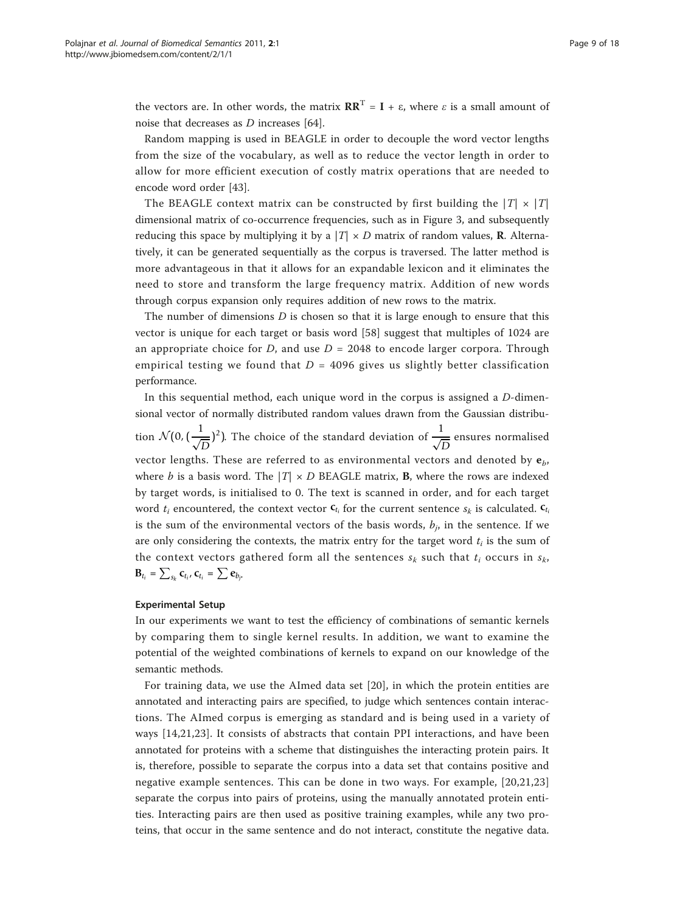the vectors are. In other words, the matrix $\mathbf{R}\mathbf{R}^{\mathrm{T}} = \mathbf{I} + \varepsilon$, where $\varepsilon$ is a small amount of noise that decreases as $D$ increases [64].

Random mapping is used in BEAGLE in order to decouple the word vector lengths from the size of the vocabulary, as well as to reduce the vector length in order to allow for more efficient execution of costly matrix operations that are needed to encode word order [43].

The BEAGLE context matrix can be constructed by first building the $|T| \times |T|$ dimensional matrix of co-occurrence frequencies, such as in Figure 3, and subsequently reducing this space by multiplying it by a $|T| \times D$ matrix of random values, $\mathbf{R}$. Alternatively, it can be generated sequentially as the corpus is traversed. The latter method is more advantageous in that it allows for an expandable lexicon and it eliminates the need to store and transform the large frequency matrix. Addition of new words through corpus expansion only requires addition of new rows to the matrix.

The number of dimensions $D$ is chosen so that it is large enough to ensure that this vector is unique for each target or basis word [58] suggest that multiples of 1024 are an appropriate choice for $D$, and use $D = 2048$ to encode larger corpora. Through empirical testing we found that $D = 4096$ gives us slightly better classification performance.

In this sequential method, each unique word in the corpus is assigned a $D$-dimensional vector of normally distributed random values drawn from the Gaussian distribution $\mathcal{N}(0, (\frac{1}{\sqrt{D}})^2)$. The choice of the standard deviation of $\frac{1}{\sqrt{D}}$ ensures normalised vector lengths. These are referred to as environmental vectors and denoted by $\mathbf{e}_b$, where $b$ is a basis word. The $|T| \times D$ BEAGLE matrix, $\mathbf{B}$, where the rows are indexed by target words, is initialised to 0. The text is scanned in order, and for each target word $t_i$ encountered, the context vector $\mathbf{c}_{t_i}$ for the current sentence $s_k$ is calculated. $\mathbf{c}_{t_i}$ is the sum of the environmental vectors of the basis words, $b_j$, in the sentence. If we are only considering the contexts, the matrix entry for the target word $t_i$ is the sum of the context vectors gathered form all the sentences $s_k$ such that $t_i$ occurs in $s_k$, $\mathbf{B}_{t_i} = \sum_{s_k} \mathbf{c}_{t_i}$, $\mathbf{c}_{t_i} = \sum \mathbf{e}_{b_j}$.

## Experimental Setup

In our experiments we want to test the efficiency of combinations of semantic kernels by comparing them to single kernel results. In addition, we want to examine the potential of the weighted combinations of kernels to expand on our knowledge of the semantic methods.

For training data, we use the AImed data set [20], in which the protein entities are annotated and interacting pairs are specified, to judge which sentences contain interactions. The AImed corpus is emerging as standard and is being used in a variety of ways [14,21,23]. It consists of abstracts that contain PPI interactions, and have been annotated for proteins with a scheme that distinguishes the interacting protein pairs. It is, therefore, possible to separate the corpus into a data set that contains positive and negative example sentences. This can be done in two ways. For example, [20,21,23] separate the corpus into pairs of proteins, using the manually annotated protein entities. Interacting pairs are then used as positive training examples, while any two proteins, that occur in the same sentence and do not interact, constitute the negative data.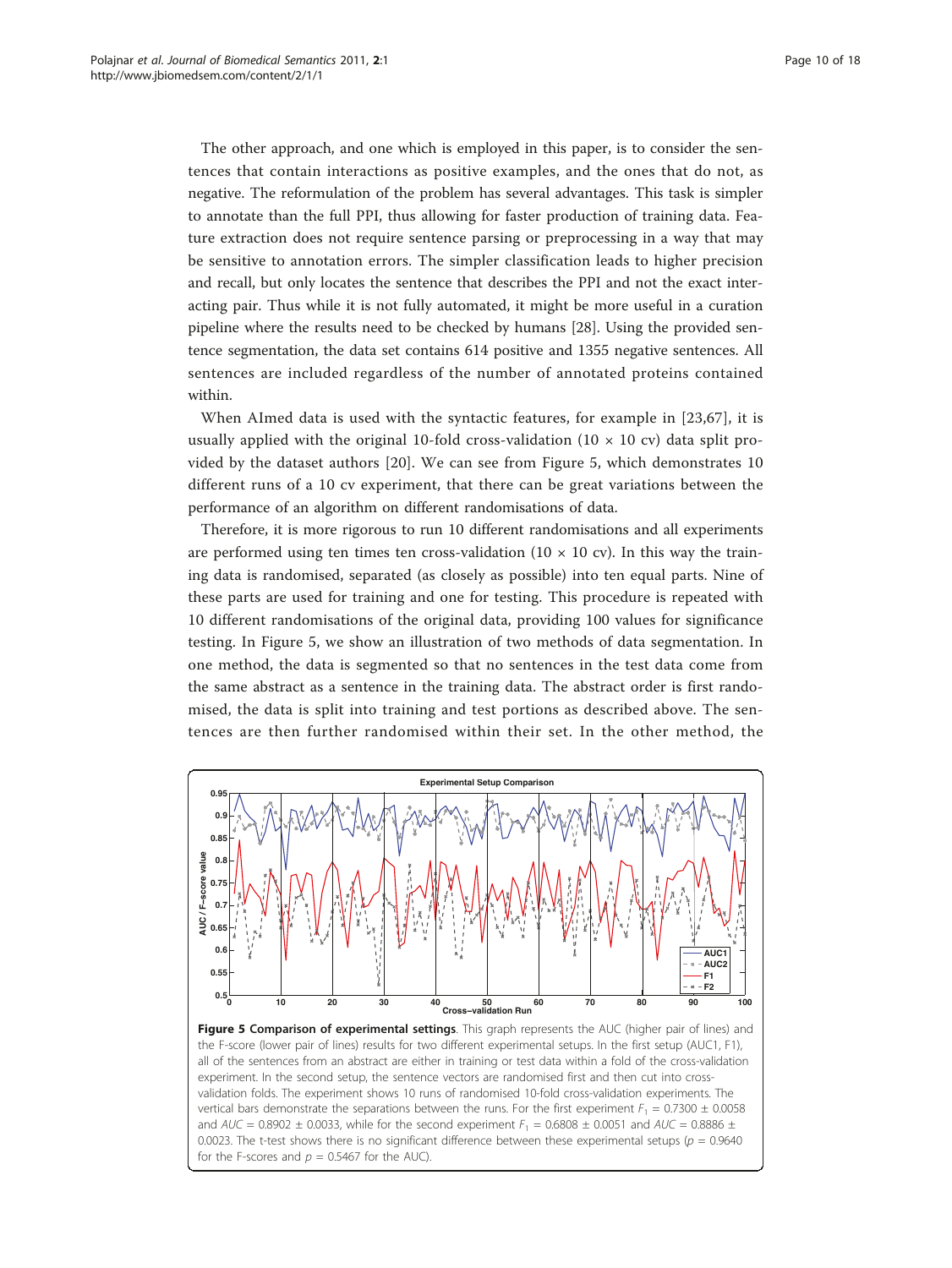The other approach, and one which is employed in this paper, is to consider the sentences that contain interactions as positive examples, and the ones that do not, as negative. The reformulation of the problem has several advantages. This task is simpler to annotate than the full PPI, thus allowing for faster production of training data. Feature extraction does not require sentence parsing or preprocessing in a way that may be sensitive to annotation errors. The simpler classification leads to higher precision and recall, but only locates the sentence that describes the PPI and not the exact interacting pair. Thus while it is not fully automated, it might be more useful in a curation pipeline where the results need to be checked by humans [28]. Using the provided sentence segmentation, the data set contains 614 positive and 1355 negative sentences. All sentences are included regardless of the number of annotated proteins contained within.

When AImed data is used with the syntactic features, for example in [23,67], it is usually applied with the original 10-fold cross-validation (10 × 10 cv) data split provided by the dataset authors [20]. We can see from Figure 5, which demonstrates 10 different runs of a 10 cv experiment, that there can be great variations between the performance of an algorithm on different randomisations of data.

Therefore, it is more rigorous to run 10 different randomisations and all experiments are performed using ten times ten cross-validation (10 × 10 cv). In this way the training data is randomised, separated (as closely as possible) into ten equal parts. Nine of these parts are used for training and one for testing. This procedure is repeated with 10 different randomisations of the original data, providing 100 values for significance testing. In Figure 5, we show an illustration of two methods of data segmentation. In one method, the data is segmented so that no sentences in the test data come from the same abstract as a sentence in the training data. The abstract order is first randomised, the data is split into training and test portions as described above. The sentences are then further randomised within their set. In the other method, the

**Figure 5 Comparison of experimental settings**. This graph represents the AUC (higher pair of lines) and the F-score (lower pair of lines) results for two different experimental setups. In the first setup (AUC1, F1), all of the sentences from an abstract are either in training or test data within a fold of the cross-validation experiment. In the second setup, the sentence vectors are randomised first and then cut into cross-validation folds. The experiment shows 10 runs of randomised 10-fold cross-validation experiments. The vertical bars demonstrate the separations between the runs. For the first experiment $F_1 = 0.7300 \pm 0.0058$ and $AUC = 0.8902 \pm 0.0033$, while for the second experiment $F_1 = 0.6808 \pm 0.0051$ and $AUC = 0.8886 \pm 0.0023$. The t-test shows there is no significant difference between these experimental setups ($p = 0.9640$ for the F-scores and $p = 0.5467$ for the AUC).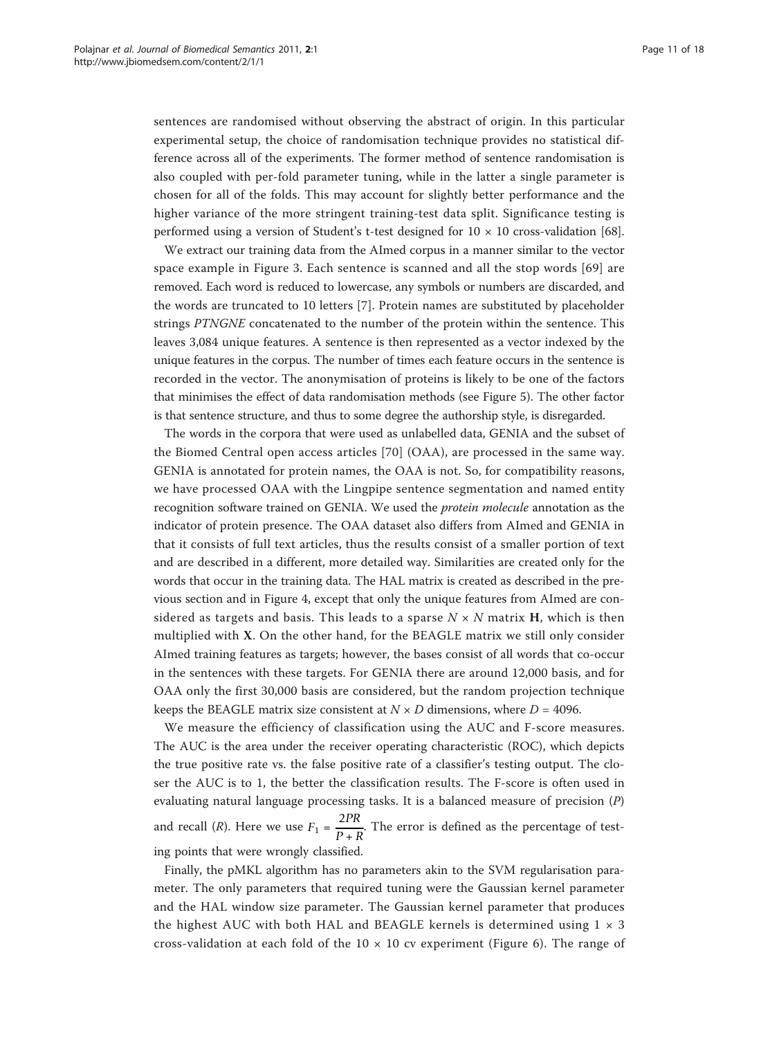sentences are randomised without observing the abstract of origin. In this particular experimental setup, the choice of randomisation technique provides no statistical difference across all of the experiments. The former method of sentence randomisation is also coupled with per-fold parameter tuning, while in the latter a single parameter is chosen for all of the folds. This may account for slightly better performance and the higher variance of the more stringent training-test data split. Significance testing is performed using a version of Student's t-test designed for $10 \times 10$ cross-validation [68].

We extract our training data from the AImed corpus in a manner similar to the vector space example in Figure 3. Each sentence is scanned and all the stop words [69] are removed. Each word is reduced to lowercase, any symbols or numbers are discarded, and the words are truncated to 10 letters [7]. Protein names are substituted by placeholder strings *PTNGNE* concatenated to the number of the protein within the sentence. This leaves 3,084 unique features. A sentence is then represented as a vector indexed by the unique features in the corpus. The number of times each feature occurs in the sentence is recorded in the vector. The anonymisation of proteins is likely to be one of the factors that minimises the effect of data randomisation methods (see Figure 5). The other factor is that sentence structure, and thus to some degree the authorship style, is disregarded.

The words in the corpora that were used as unlabelled data, GENIA and the subset of the Biomed Central open access articles [70] (OAA), are processed in the same way. GENIA is annotated for protein names, the OAA is not. So, for compatibility reasons, we have processed OAA with the Lingpipe sentence segmentation and named entity recognition software trained on GENIA. We used the *protein molecule* annotation as the indicator of protein presence. The OAA dataset also differs from AImed and GENIA in that it consists of full text articles, thus the results consist of a smaller portion of text and are described in a different, more detailed way. Similarities are created only for the words that occur in the training data. The HAL matrix is created as described in the previous section and in Figure 4, except that only the unique features from AImed are considered as targets and basis. This leads to a sparse $N \times N$ matrix $\mathbf{H}$, which is then multiplied with $\mathbf{X}$. On the other hand, for the BEAGLE matrix we still only consider AImed training features as targets; however, the bases consist of all words that co-occur in the sentences with these targets. For GENIA there are around 12,000 basis, and for OAA only the first 30,000 basis are considered, but the random projection technique keeps the BEAGLE matrix size consistent at $N \times D$ dimensions, where $D = 4096$.

We measure the efficiency of classification using the AUC and F-score measures. The AUC is the area under the receiver operating characteristic (ROC), which depicts the true positive rate vs. the false positive rate of a classifier's testing output. The closer the AUC is to 1, the better the classification results. The F-score is often used in evaluating natural language processing tasks. It is a balanced measure of precision ($P$) and recall ($R$). Here we use $F_1 = \frac{2PR}{P+R}$. The error is defined as the percentage of testing points that were wrongly classified.

Finally, the pMKL algorithm has no parameters akin to the SVM regularisation parameter. The only parameters that required tuning were the Gaussian kernel parameter and the HAL window size parameter. The Gaussian kernel parameter that produces the highest AUC with both HAL and BEAGLE kernels is determined using $1 \times 3$ cross-validation at each fold of the $10 \times 10$ cv experiment (Figure 6). The range of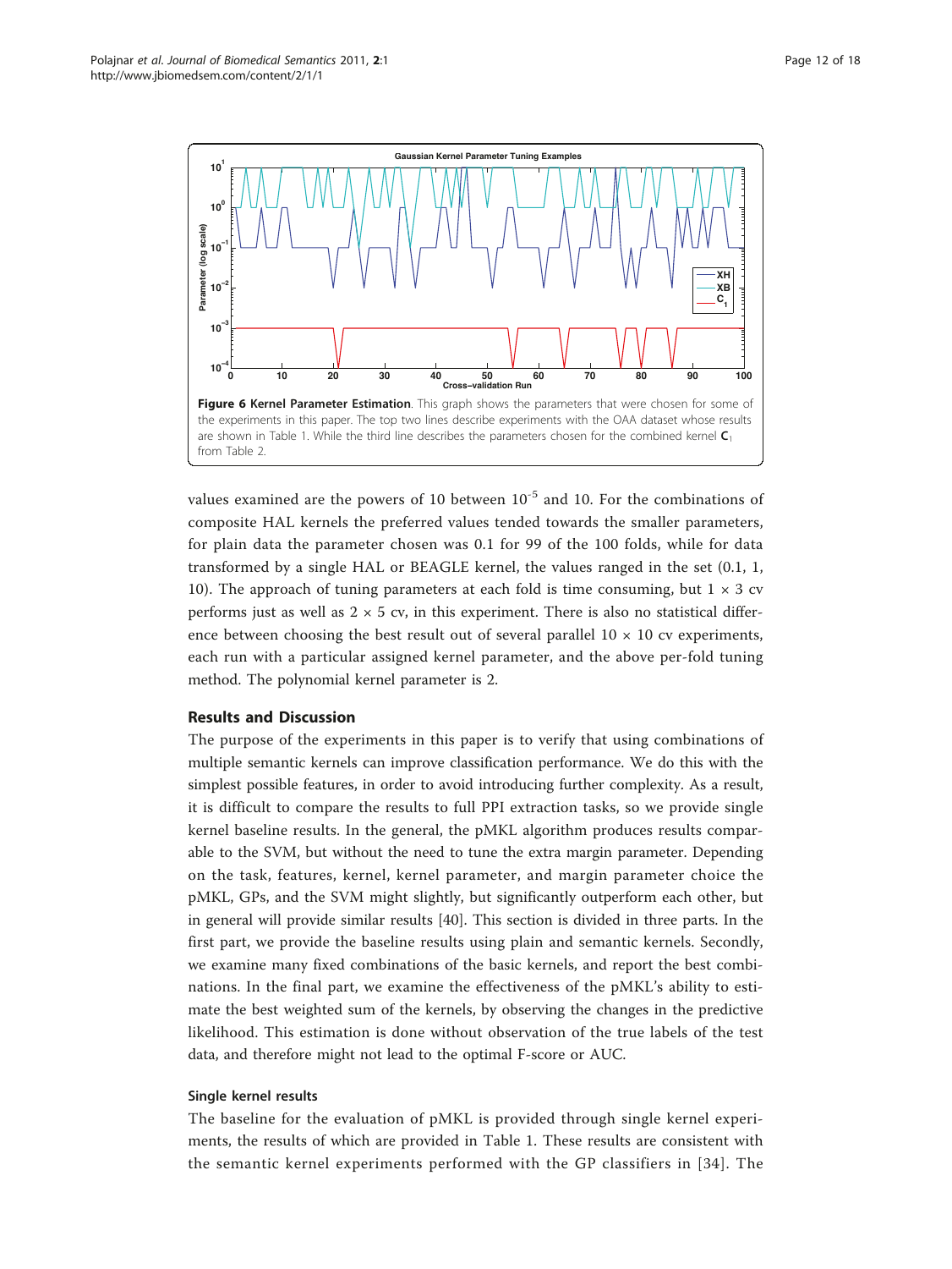**Figure 6 Kernel Parameter Estimation**. This graph shows the parameters that were chosen for some of the experiments in this paper. The top two lines describe experiments with the OAA dataset whose results are shown in Table 1. While the third line describes the parameters chosen for the combined kernel $\mathbf{C}_1$ from Table 2.

values examined are the powers of 10 between $10^{-5}$ and 10. For the combinations of composite HAL kernels the preferred values tended towards the smaller parameters, for plain data the parameter chosen was 0.1 for 99 of the 100 folds, while for data transformed by a single HAL or BEAGLE kernel, the values ranged in the set (0.1, 1, 10). The approach of tuning parameters at each fold is time consuming, but $1 \times 3$ cv performs just as well as $2 \times 5$ cv, in this experiment. There is also no statistical difference between choosing the best result out of several parallel $10 \times 10$ cv experiments, each run with a particular assigned kernel parameter, and the above per-fold tuning method. The polynomial kernel parameter is 2.

## Results and Discussion

The purpose of the experiments in this paper is to verify that using combinations of multiple semantic kernels can improve classification performance. We do this with the simplest possible features, in order to avoid introducing further complexity. As a result, it is difficult to compare the results to full PPI extraction tasks, so we provide single kernel baseline results. In the general, the pMKL algorithm produces results comparable to the SVM, but without the need to tune the extra margin parameter. Depending on the task, features, kernel, kernel parameter, and margin parameter choice the pMKL, GPs, and the SVM might slightly, but significantly outperform each other, but in general will provide similar results [40]. This section is divided in three parts. In the first part, we provide the baseline results using plain and semantic kernels. Secondly, we examine many fixed combinations of the basic kernels, and report the best combinations. In the final part, we examine the effectiveness of the pMKL's ability to estimate the best weighted sum of the kernels, by observing the changes in the predictive likelihood. This estimation is done without observation of the true labels of the test data, and therefore might not lead to the optimal F-score or AUC.

### Single kernel results

The baseline for the evaluation of pMKL is provided through single kernel experiments, the results of which are provided in Table 1. These results are consistent with the semantic kernel experiments performed with the GP classifiers in [34]. The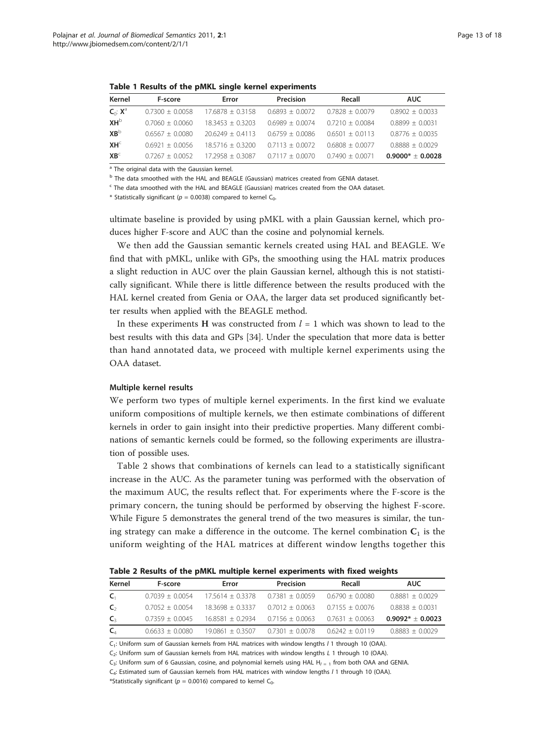**Table 1 Results of the pMKL single kernel experiments**

| Kernel | F-score | Error | Precision | Recall | AUC |
|---|---|---|---|---|---|
| $\mathbf{C}_0$: $\mathbf{X}$[a] | 0.7300 ± 0.0058 | 17.6878 ± 0.3158 | 0.6893 ± 0.0072 | 0.7828 ± 0.0079 | 0.8902 ± 0.0033 |
| **XH**[b] | 0.7060 ± 0.0060 | 18.3453 ± 0.3203 | 0.6989 ± 0.0074 | 0.7210 ± 0.0084 | 0.8899 ± 0.0031 |
| **XB**[b] | 0.6567 ± 0.0080 | 20.6249 ± 0.4113 | 0.6759 ± 0.0086 | 0.6501 ± 0.0113 | 0.8776 ± 0.0035 |
| **XH**[c] | 0.6921 ± 0.0056 | 18.5716 ± 0.3200 | 0.7113 ± 0.0072 | 0.6808 ± 0.0077 | 0.8888 ± 0.0029 |
| **XB**[c] | 0.7267 ± 0.0052 | 17.2958 ± 0.3087 | 0.7117 ± 0.0070 | 0.7490 ± 0.0071 | **0.9000*** ± **0.0028** |

[a] The original data with the Gaussian kernel.

[b] The data smoothed with the HAL and BEAGLE (Gaussian) matrices created from GENIA dataset.

[c] The data smoothed with the HAL and BEAGLE (Gaussian) matrices created from the OAA dataset.

* Statistically significant ($p = 0.0038$) compared to kernel $C_0$.

ultimate baseline is provided by using pMKL with a plain Gaussian kernel, which produces higher F-score and AUC than the cosine and polynomial kernels.

We then add the Gaussian semantic kernels created using HAL and BEAGLE. We find that with pMKL, unlike with GPs, the smoothing using the HAL matrix produces a slight reduction in AUC over the plain Gaussian kernel, although this is not statistically significant. While there is little difference between the results produced with the HAL kernel created from Genia or OAA, the larger data set produced significantly better results when applied with the BEAGLE method.

In these experiments $\mathbf{H}$ was constructed from $l = 1$ which was shown to lead to the best results with this data and GPs [34]. Under the speculation that more data is better than hand annotated data, we proceed with multiple kernel experiments using the OAA dataset.

#### Multiple kernel results

We perform two types of multiple kernel experiments. In the first kind we evaluate uniform compositions of multiple kernels, we then estimate combinations of different kernels in order to gain insight into their predictive properties. Many different combinations of semantic kernels could be formed, so the following experiments are illustration of possible uses.

Table 2 shows that combinations of kernels can lead to a statistically significant increase in the AUC. As the parameter tuning was performed with the observation of the maximum AUC, the results reflect that. For experiments where the F-score is the primary concern, the tuning should be performed by observing the highest F-score. While Figure 5 demonstrates the general trend of the two measures is similar, the tuning strategy can make a difference in the outcome. The kernel combination $\mathbf{C}_1$ is the uniform weighting of the HAL matrices at different window lengths together this

**Table 2 Results of the pMKL multiple kernel experiments with fixed weights**

| Kernel | F-score | Error | Precision | Recall | AUC |
|---|---|---|---|---|---|
| $\mathbf{C}_1$ | 0.7039 ± 0.0054 | 17.5614 ± 0.3378 | 0.7381 ± 0.0059 | 0.6790 ± 0.0080 | 0.8881 ± 0.0029 |
| $\mathbf{C}_2$ | 0.7052 ± 0.0054 | 18.3698 ± 0.3337 | 0.7012 ± 0.0063 | 0.7155 ± 0.0076 | 0.8838 ± 0.0031 |
| $\mathbf{C}_3$ | 0.7359 ± 0.0045 | 16.8581 ± 0.2934 | 0.7156 ± 0.0063 | 0.7631 ± 0.0063 | **0.9092*** ± **0.0023** |
| $\mathbf{C}_4$ | 0.6633 ± 0.0080 | 19.0861 ± 0.3507 | 0.7301 ± 0.0078 | 0.6242 ± 0.0119 | 0.8883 ± 0.0029 |

$C_1$: Uniform sum of Gaussian kernels from HAL matrices with window lengths $l$ 1 through 10 (OAA).

$C_2$: Uniform sum of Gaussian kernels from HAL matrices with window lengths $L$ 1 through 10 (OAA).

$C_3$: Uniform sum of 6 Gaussian, cosine, and polynomial kernels using HAL $H_{l=1}$ from both OAA and GENIA.

$C_4$: Estimated sum of Gaussian kernels from HAL matrices with window lengths $l$ 1 through 10 (OAA).

*Statistically significant ($p = 0.0016$) compared to kernel $C_0$.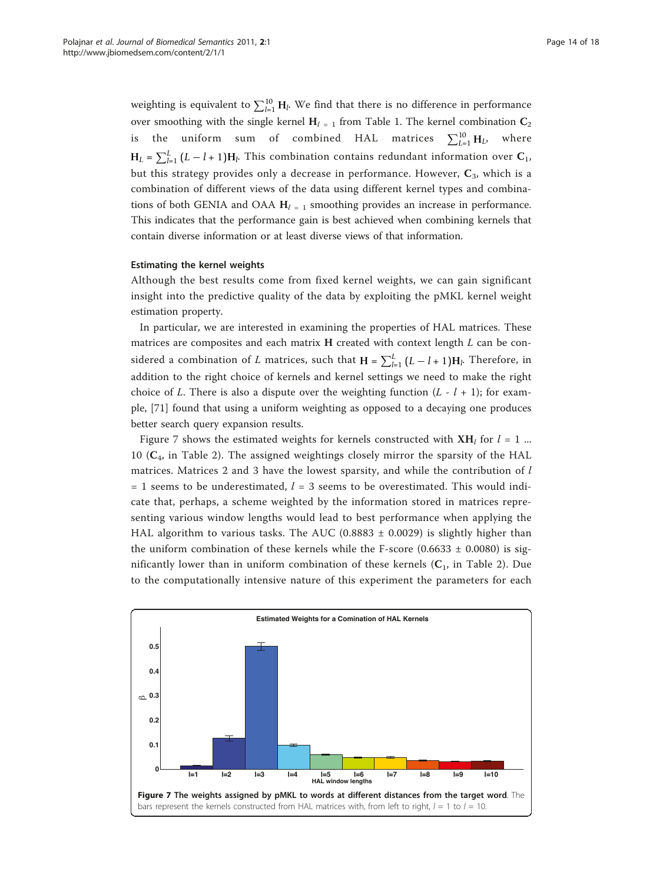weighting is equivalent to $\sum_{l=1}^{10} \mathbf{H}_l$. We find that there is no difference in performance over smoothing with the single kernel $\mathbf{H}_{l=1}$ from Table 1. The kernel combination $\mathbf{C}_2$ is the uniform sum of combined HAL matrices $\sum_{L=1}^{10} \mathbf{H}_L$, where $\mathbf{H}_L = \sum_{l=1}^{L} (L - l + 1)\mathbf{H}_l$. This combination contains redundant information over $\mathbf{C}_1$, but this strategy provides only a decrease in performance. However, $\mathbf{C}_3$, which is a combination of different views of the data using different kernel types and combinations of both GENIA and OAA $\mathbf{H}_{l=1}$ smoothing provides an increase in performance. This indicates that the performance gain is best achieved when combining kernels that contain diverse information or at least diverse views of that information.

#### Estimating the kernel weights

Although the best results come from fixed kernel weights, we can gain significant insight into the predictive quality of the data by exploiting the pMKL kernel weight estimation property.

In particular, we are interested in examining the properties of HAL matrices. These matrices are composites and each matrix $\mathbf{H}$ created with context length $L$ can be considered a combination of $L$ matrices, such that $\mathbf{H} = \sum_{l=1}^{L} (L - l + 1)\mathbf{H}_l$. Therefore, in addition to the right choice of kernels and kernel settings we need to make the right choice of $L$. There is also a dispute over the weighting function $(L - l + 1)$; for example, [71] found that using a uniform weighting as opposed to a decaying one produces better search query expansion results.

Figure 7 shows the estimated weights for kernels constructed with $\mathbf{XH}_l$ for $l = 1 \ldots 10$ ($\mathbf{C}_4$, in Table 2). The assigned weightings closely mirror the sparsity of the HAL matrices. Matrices 2 and 3 have the lowest sparsity, and while the contribution of $l = 1$ seems to be underestimated, $l = 3$ seems to be overestimated. This would indicate that, perhaps, a scheme weighted by the information stored in matrices representing various window lengths would lead to best performance when applying the HAL algorithm to various tasks. The AUC ($0.8883 \pm 0.0029$) is slightly higher than the uniform combination of these kernels while the F-score ($0.6633 \pm 0.0080$) is significantly lower than in uniform combination of these kernels ($\mathbf{C}_1$, in Table 2). Due to the computationally intensive nature of this experiment the parameters for each

**Figure 7 The weights assigned by pMKL to words at different distances from the target word**. The bars represent the kernels constructed from HAL matrices with, from left to right, $l = 1$ to $l = 10$.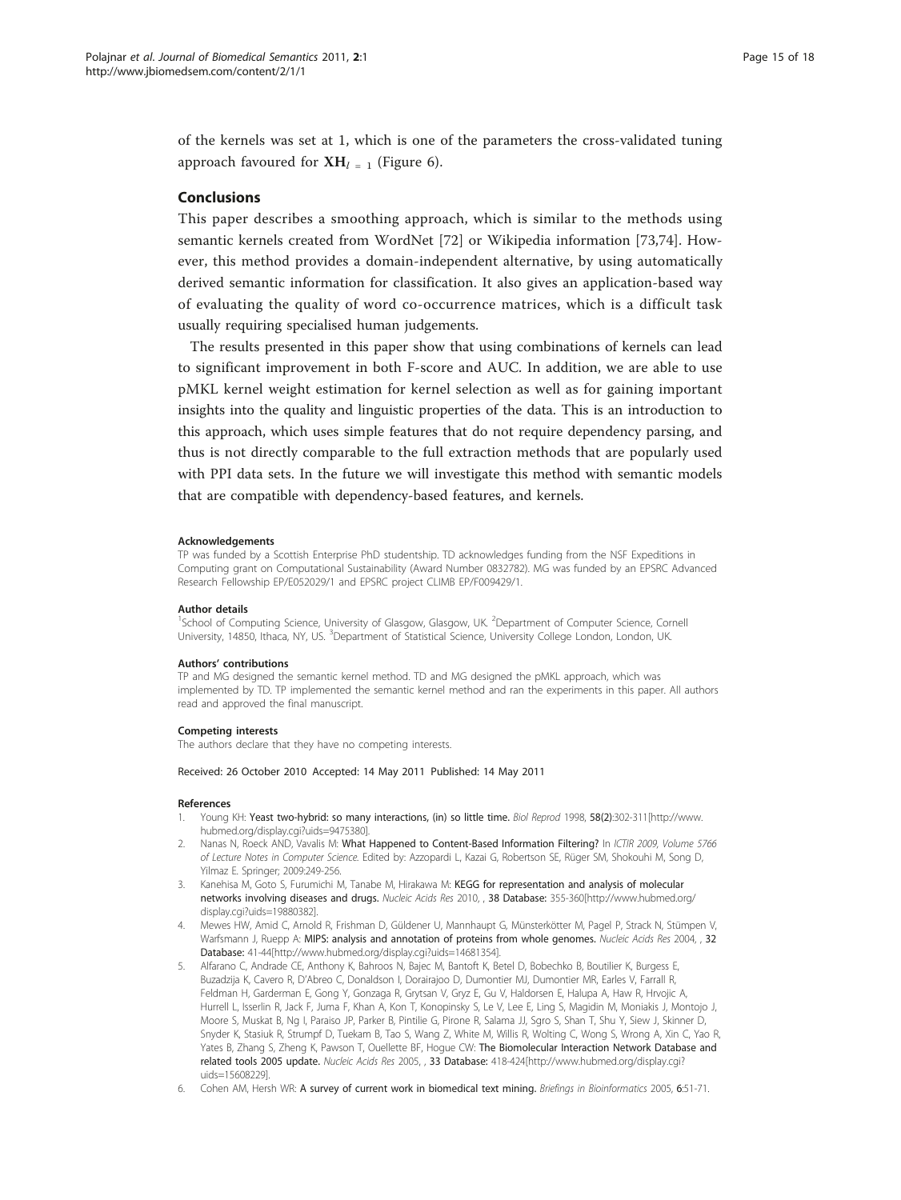of the kernels was set at 1, which is one of the parameters the cross-validated tuning approach favoured for $\mathbf{XH}_{l=1}$ (Figure 6).

## Conclusions

This paper describes a smoothing approach, which is similar to the methods using semantic kernels created from WordNet [72] or Wikipedia information [73,74]. However, this method provides a domain-independent alternative, by using automatically derived semantic information for classification. It also gives an application-based way of evaluating the quality of word co-occurrence matrices, which is a difficult task usually requiring specialised human judgements.

The results presented in this paper show that using combinations of kernels can lead to significant improvement in both F-score and AUC. In addition, we are able to use pMKL kernel weight estimation for kernel selection as well as for gaining important insights into the quality and linguistic properties of the data. This is an introduction to this approach, which uses simple features that do not require dependency parsing, and thus is not directly comparable to the full extraction methods that are popularly used with PPI data sets. In the future we will investigate this method with semantic models that are compatible with dependency-based features, and kernels.

#### Acknowledgements

TP was funded by a Scottish Enterprise PhD studentship. TD acknowledges funding from the NSF Expeditions in Computing grant on Computational Sustainability (Award Number 0832782). MG was funded by an EPSRC Advanced Research Fellowship EP/E052029/1 and EPSRC project CLIMB EP/F009429/1.

#### Author details

[1]School of Computing Science, University of Glasgow, Glasgow, UK. [2]Department of Computer Science, Cornell University, 14850, Ithaca, NY, US. [3]Department of Statistical Science, University College London, London, UK.

#### Authors' contributions

TP and MG designed the semantic kernel method. TD and MG designed the pMKL approach, which was implemented by TD. TP implemented the semantic kernel method and ran the experiments in this paper. All authors read and approved the final manuscript.

#### Competing interests

The authors declare that they have no competing interests.

Received: 26 October 2010 Accepted: 14 May 2011 Published: 14 May 2011

#### References

1. Young KH: **Yeast two-hybrid: so many interactions, (in) so little time.** *Biol Reprod* 1998, **58(2)**:302-311[http://www.hubmed.org/display.cgi?uids=9475380].
2. Nanas N, Roeck AND, Vavalis M: **What Happened to Content-Based Information Filtering?** In *ICTIR 2009, Volume 5766 of Lecture Notes in Computer Science.* Edited by: Azzopardi L, Kazai G, Robertson SE, Rüger SM, Shokouhi M, Song D, Yilmaz E. Springer; 2009:249-256.
3. Kanehisa M, Goto S, Furumichi M, Tanabe M, Hirakawa M: **KEGG for representation and analysis of molecular networks involving diseases and drugs.** *Nucleic Acids Res* 2010, , **38 Database:** 355-360[http://www.hubmed.org/display.cgi?uids=19880382].
4. Mewes HW, Amid C, Arnold R, Frishman D, Güldener U, Mannhaupt G, Münsterkötter M, Pagel P, Strack N, Stümpen V, Warfsmann J, Ruepp A: **MIPS: analysis and annotation of proteins from whole genomes.** *Nucleic Acids Res* 2004, , **32 Database:** 41-44[http://www.hubmed.org/display.cgi?uids=14681354].
5. Alfarano C, Andrade CE, Anthony K, Bahroos N, Bajec M, Bantoft K, Betel D, Bobechko B, Boutilier K, Burgess E, Buzadzija K, Cavero R, D'Abreo C, Donaldson I, Dorairajoo D, Dumontier MJ, Dumontier MR, Earles V, Farrall R, Feldman H, Garderman E, Gong Y, Gonzaga R, Grytsan V, Gryz E, Gu V, Haldorsen E, Halupa A, Haw R, Hrvojic A, Hurrell L, Isserlin R, Jack F, Juma F, Khan A, Kon T, Konopinsky S, Le V, Lee E, Ling S, Magidin M, Moniakis J, Montojo J, Moore S, Muskat B, Ng I, Paraiso JP, Parker B, Pintilie G, Pirone R, Salama JJ, Sgro S, Shan T, Shu Y, Siew J, Skinner D, Snyder K, Stasiuk R, Strumpf D, Tuekam B, Tao S, Wang Z, White M, Willis R, Wolting C, Wong S, Wrong A, Xin C, Yao R, Yates B, Zhang S, Zheng K, Pawson T, Ouellette BF, Hogue CW: **The Biomolecular Interaction Network Database and related tools 2005 update.** *Nucleic Acids Res* 2005, , **33 Database:** 418-424[http://www.hubmed.org/display.cgi?uids=15608229].
6. Cohen AM, Hersh WR: **A survey of current work in biomedical text mining.** *Briefings in Bioinformatics* 2005, **6**:51-71.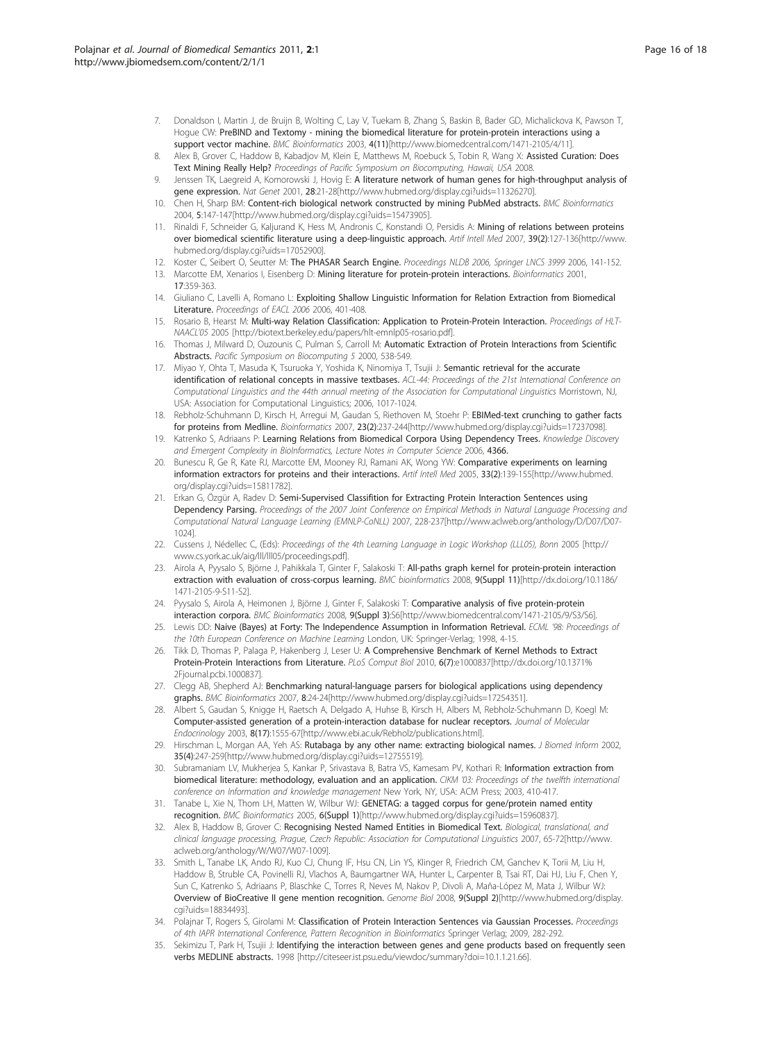7. Donaldson I, Martin J, de Bruijn B, Wolting C, Lay V, Tuekam B, Zhang S, Baskin B, Bader GD, Michalickova K, Pawson T, Hogue CW: **PreBIND and Textomy - mining the biomedical literature for protein-protein interactions using a support vector machine.** *BMC Bioinformatics* 2003, **4(11)**[http://www.biomedcentral.com/1471-2105/4/11].
8. Alex B, Grover C, Haddow B, Kabadjov M, Klein E, Matthews M, Roebuck S, Tobin R, Wang X: **Assisted Curation: Does Text Mining Really Help?** *Proceedings of Pacific Symposium on Biocomputing, Hawaii, USA* 2008.
9. Jenssen TK, Laegreid A, Komorowski J, Hovig E: **A literature network of human genes for high-throughput analysis of gene expression.** *Nat Genet* 2001, **28**:21-28[http://www.hubmed.org/display.cgi?uids=11326270].
10. Chen H, Sharp BM: **Content-rich biological network constructed by mining PubMed abstracts.** *BMC Bioinformatics* 2004, **5**:147-147[http://www.hubmed.org/display.cgi?uids=15473905].
11. Rinaldi F, Schneider G, Kaljurand K, Hess M, Andronis C, Konstandi O, Persidis A: **Mining of relations between proteins over biomedical scientific literature using a deep-linguistic approach.** *Artif Intell Med* 2007, **39(2)**:127-136[http://www.hubmed.org/display.cgi?uids=17052900].
12. Koster C, Seibert O, Seutter M: **The PHASAR Search Engine.** *Proceedings NLDB 2006, Springer LNCS 3999* 2006, 141-152.
13. Marcotte EM, Xenarios I, Eisenberg D: **Mining literature for protein-protein interactions.** *Bioinformatics* 2001, **17**:359-363.
14. Giuliano C, Lavelli A, Romano L: **Exploiting Shallow Linguistic Information for Relation Extraction from Biomedical Literature.** *Proceedings of EACL 2006* 2006, 401-408.
15. Rosario B, Hearst M: **Multi-way Relation Classification: Application to Protein-Protein Interaction.** *Proceedings of HLT-NAACL'05* 2005 [http://biotext.berkeley.edu/papers/hlt-emnlp05-rosario.pdf].
16. Thomas J, Milward D, Ouzounis C, Pulman S, Carroll M: **Automatic Extraction of Protein Interactions from Scientific Abstracts.** *Pacific Symposium on Biocomputing 5* 2000, 538-549.
17. Miyao Y, Ohta T, Masuda K, Tsuruoka Y, Yoshida K, Ninomiya T, Tsujii J: **Semantic retrieval for the accurate identification of relational concepts in massive textbases.** *ACL-44: Proceedings of the 21st International Conference on Computational Linguistics and the 44th annual meeting of the Association for Computational Linguistics* Morristown, NJ, USA: Association for Computational Linguistics; 2006, 1017-1024.
18. Rebholz-Schuhmann D, Kirsch H, Arregui M, Gaudan S, Riethoven M, Stoehr P: **EBIMed-text crunching to gather facts for proteins from Medline.** *Bioinformatics* 2007, **23(2)**:237-244[http://www.hubmed.org/display.cgi?uids=17237098].
19. Katrenko S, Adriaans P: **Learning Relations from Biomedical Corpora Using Dependency Trees.** *Knowledge Discovery and Emergent Complexity in BioInformatics, Lecture Notes in Computer Science* 2006, **4366.**
20. Bunescu R, Ge R, Kate RJ, Marcotte EM, Mooney RJ, Ramani AK, Wong YW: **Comparative experiments on learning information extractors for proteins and their interactions.** *Artif Intell Med* 2005, **33(2)**:139-155[http://www.hubmed.org/display.cgi?uids=15811782].
21. Erkan G, Özgür A, Radev D: **Semi-Supervised Classifition for Extracting Protein Interaction Sentences using Dependency Parsing.** *Proceedings of the 2007 Joint Conference on Empirical Methods in Natural Language Processing and Computational Natural Language Learning (EMNLP-CoNLL)* 2007, 228-237[http://www.aclweb.org/anthology/D/D07/D07-1024].
22. Cussens J, Nédellec C, (Eds): *Proceedings of the 4th Learning Language in Logic Workshop (LLL05), Bonn* 2005 [http://www.cs.york.ac.uk/aig/lll/lll05/proceedings.pdf].
23. Airola A, Pyysalo S, Björne J, Pahikkala T, Ginter F, Salakoski T: **All-paths graph kernel for protein-protein interaction extraction with evaluation of cross-corpus learning.** *BMC bioinformatics* 2008, **9(Suppl 11)**[http://dx.doi.org/10.1186/1471-2105-9-S11-S2].
24. Pyysalo S, Airola A, Heimonen J, Björne J, Ginter F, Salakoski T: **Comparative analysis of five protein-protein interaction corpora.** *BMC Bioinformatics* 2008, **9(Suppl 3)**:S6[http://www.biomedcentral.com/1471-2105/9/S3/S6].
25. Lewis DD: **Naive (Bayes) at Forty: The Independence Assumption in Information Retrieval.** *ECML '98: Proceedings of the 10th European Conference on Machine Learning* London, UK: Springer-Verlag; 1998, 4-15.
26. Tikk D, Thomas P, Palaga P, Hakenberg J, Leser U: **A Comprehensive Benchmark of Kernel Methods to Extract Protein-Protein Interactions from Literature.** *PLoS Comput Biol* 2010, **6(7)**:e1000837[http://dx.doi.org/10.1371%2Fjournal.pcbi.1000837].
27. Clegg AB, Shepherd AJ: **Benchmarking natural-language parsers for biological applications using dependency graphs.** *BMC Bioinformatics* 2007, **8**:24-24[http://www.hubmed.org/display.cgi?uids=17254351].
28. Albert S, Gaudan S, Knigge H, Raetsch A, Delgado A, Huhse B, Kirsch H, Albers M, Rebholz-Schuhmann D, Koegl M: **Computer-assisted generation of a protein-interaction database for nuclear receptors.** *Journal of Molecular Endocrinology* 2003, **8(17)**:1555-67[http://www.ebi.ac.uk/Rebholz/publications.html].
29. Hirschman L, Morgan AA, Yeh AS: **Rutabaga by any other name: extracting biological names.** *J Biomed Inform* 2002, **35(4)**:247-259[http://www.hubmed.org/display.cgi?uids=12755519].
30. Subramaniam LV, Mukherjea S, Kankar P, Srivastava B, Batra VS, Kamesam PV, Kothari R: **Information extraction from biomedical literature: methodology, evaluation and an application.** *CIKM '03: Proceedings of the twelfth international conference on Information and knowledge management* New York, NY, USA: ACM Press; 2003, 410-417.
31. Tanabe L, Xie N, Thom LH, Matten W, Wilbur WJ: **GENETAG: a tagged corpus for gene/protein named entity recognition.** *BMC Bioinformatics* 2005, **6(Suppl 1)**[http://www.hubmed.org/display.cgi?uids=15960837].
32. Alex B, Haddow B, Grover C: **Recognising Nested Named Entities in Biomedical Text.** *Biological, translational, and clinical language processing, Prague, Czech Republic: Association for Computational Linguistics* 2007, 65-72[http://www.aclweb.org/anthology/W/W07/W07-1009].
33. Smith L, Tanabe LK, Ando RJ, Kuo CJ, Chung IF, Hsu CN, Lin YS, Klinger R, Friedrich CM, Ganchev K, Torii M, Liu H, Haddow B, Struble CA, Povinelli RJ, Vlachos A, Baumgartner WA, Hunter L, Carpenter B, Tsai RT, Dai HJ, Liu F, Chen Y, Sun C, Katrenko S, Adriaans P, Blaschke C, Torres R, Neves M, Nakov P, Divoli A, Maña-López M, Mata J, Wilbur WJ: **Overview of BioCreative II gene mention recognition.** *Genome Biol* 2008, **9(Suppl 2)**[http://www.hubmed.org/display.cgi?uids=18834493].
34. Polajnar T, Rogers S, Girolami M: **Classification of Protein Interaction Sentences via Gaussian Processes.** *Proceedings of 4th IAPR International Conference, Pattern Recognition in Bioinformatics* Springer Verlag; 2009, 282-292.
35. Sekimizu T, Park H, Tsujii J: **Identifying the interaction between genes and gene products based on frequently seen verbs MEDLINE abstracts.** 1998 [http://citeseer.ist.psu.edu/viewdoc/summary?doi=10.1.1.21.66].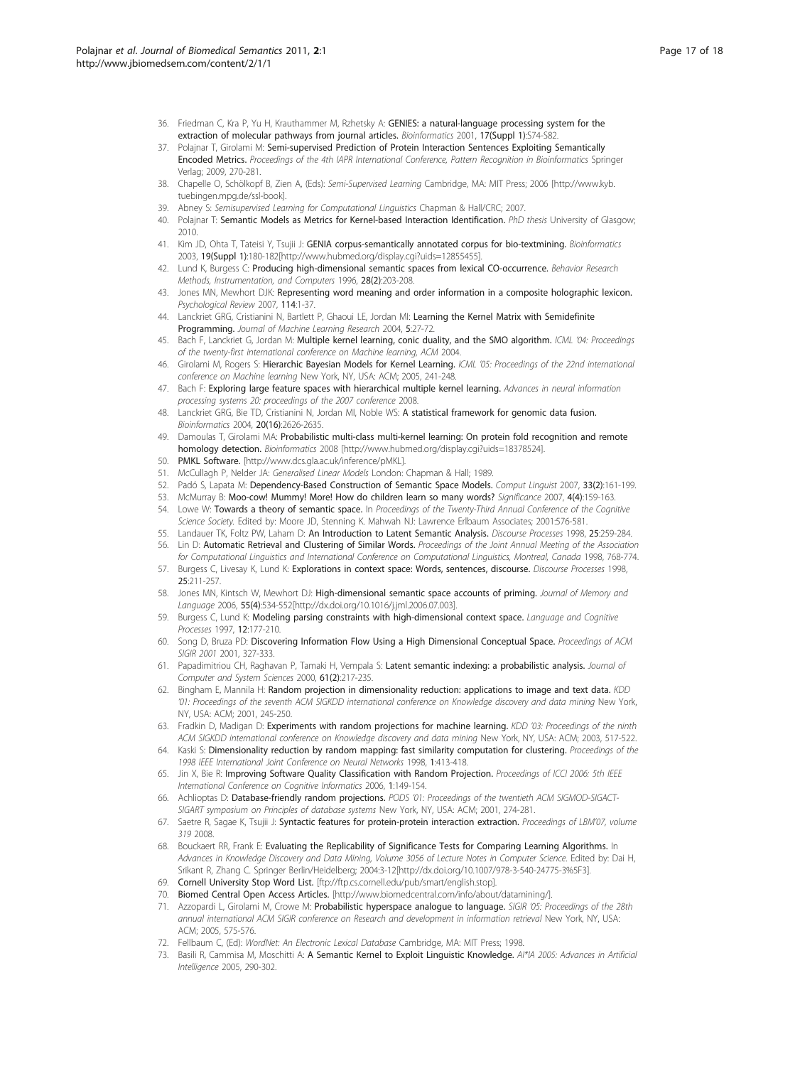36. Friedman C, Kra P, Yu H, Krauthammer M, Rzhetsky A: **GENIES: a natural-language processing system for the extraction of molecular pathways from journal articles.** *Bioinformatics* 2001, **17(Suppl 1)**:S74-S82.
37. Polajnar T, Girolami M: **Semi-supervised Prediction of Protein Interaction Sentences Exploiting Semantically Encoded Metrics.** *Proceedings of the 4th IAPR International Conference, Pattern Recognition in Bioinformatics* Springer Verlag; 2009, 270-281.
38. Chapelle O, Schölkopf B, Zien A, (Eds): *Semi-Supervised Learning* Cambridge, MA: MIT Press; 2006 [http://www.kyb.tuebingen.mpg.de/ssl-book].
39. Abney S: *Semisupervised Learning for Computational Linguistics* Chapman & Hall/CRC; 2007.
40. Polajnar T: **Semantic Models as Metrics for Kernel-based Interaction Identification.** *PhD thesis* University of Glasgow; 2010.
41. Kim JD, Ohta T, Tateisi Y, Tsujii J: **GENIA corpus-semantically annotated corpus for bio-textmining.** *Bioinformatics* 2003, **19(Suppl 1)**:180-182[http://www.hubmed.org/display.cgi?uids=12855455].
42. Lund K, Burgess C: **Producing high-dimensional semantic spaces from lexical CO-occurrence.** *Behavior Research Methods, Instrumentation, and Computers* 1996, **28(2)**:203-208.
43. Jones MN, Mewhort DJK: **Representing word meaning and order information in a composite holographic lexicon.** *Psychological Review* 2007, **114**:1-37.
44. Lanckriet GRG, Cristianini N, Bartlett P, Ghaoui LE, Jordan MI: **Learning the Kernel Matrix with Semidefinite Programming.** *Journal of Machine Learning Research* 2004, **5**:27-72.
45. Bach F, Lanckriet G, Jordan M: **Multiple kernel learning, conic duality, and the SMO algorithm.** *ICML '04: Proceedings of the twenty-first international conference on Machine learning, ACM* 2004.
46. Girolami M, Rogers S: **Hierarchic Bayesian Models for Kernel Learning.** *ICML '05: Proceedings of the 22nd international conference on Machine learning* New York, NY, USA: ACM; 2005, 241-248.
47. Bach F: **Exploring large feature spaces with hierarchical multiple kernel learning.** *Advances in neural information processing systems 20: proceedings of the 2007 conference* 2008.
48. Lanckriet GRG, Bie TD, Cristianini N, Jordan MI, Noble WS: **A statistical framework for genomic data fusion.** *Bioinformatics* 2004, **20(16)**:2626-2635.
49. Damoulas T, Girolami MA: **Probabilistic multi-class multi-kernel learning: On protein fold recognition and remote homology detection.** *Bioinformatics* 2008 [http://www.hubmed.org/display.cgi?uids=18378524].
50. **PMKL Software.** [http://www.dcs.gla.ac.uk/inference/pMKL].
51. McCullagh P, Nelder JA: *Generalised Linear Models* London: Chapman & Hall; 1989.
52. Padó S, Lapata M: **Dependency-Based Construction of Semantic Space Models.** *Comput Linguist* 2007, **33(2)**:161-199.
53. McMurray B: **Moo-cow! Mummy! More! How do children learn so many words?** *Significance* 2007, **4(4)**:159-163.
54. Lowe W: **Towards a theory of semantic space.** In *Proceedings of the Twenty-Third Annual Conference of the Cognitive Science Society.* Edited by: Moore JD, Stenning K. Mahwah NJ: Lawrence Erlbaum Associates; 2001:576-581.
55. Landauer TK, Foltz PW, Laham D: **An Introduction to Latent Semantic Analysis.** *Discourse Processes* 1998, **25**:259-284.
56. Lin D: **Automatic Retrieval and Clustering of Similar Words.** *Proceedings of the Joint Annual Meeting of the Association for Computational Linguistics and International Conference on Computational Linguistics, Montreal, Canada* 1998, 768-774.
57. Burgess C, Livesay K, Lund K: **Explorations in context space: Words, sentences, discourse.** *Discourse Processes* 1998, **25**:211-257.
58. Jones MN, Kintsch W, Mewhort DJ: **High-dimensional semantic space accounts of priming.** *Journal of Memory and Language* 2006, **55(4)**:534-552[http://dx.doi.org/10.1016/j.jml.2006.07.003].
59. Burgess C, Lund K: **Modeling parsing constraints with high-dimensional context space.** *Language and Cognitive Processes* 1997, **12**:177-210.
60. Song D, Bruza PD: **Discovering Information Flow Using a High Dimensional Conceptual Space.** *Proceedings of ACM SIGIR 2001* 2001, 327-333.
61. Papadimitriou CH, Raghavan P, Tamaki H, Vempala S: **Latent semantic indexing: a probabilistic analysis.** *Journal of Computer and System Sciences* 2000, **61(2)**:217-235.
62. Bingham E, Mannila H: **Random projection in dimensionality reduction: applications to image and text data.** *KDD '01: Proceedings of the seventh ACM SIGKDD international conference on Knowledge discovery and data mining* New York, NY, USA: ACM; 2001, 245-250.
63. Fradkin D, Madigan D: **Experiments with random projections for machine learning.** *KDD '03: Proceedings of the ninth ACM SIGKDD international conference on Knowledge discovery and data mining* New York, NY, USA: ACM; 2003, 517-522.
64. Kaski S: **Dimensionality reduction by random mapping: fast similarity computation for clustering.** *Proceedings of the 1998 IEEE International Joint Conference on Neural Networks* 1998, **1**:413-418.
65. Jin X, Bie R: **Improving Software Quality Classification with Random Projection.** *Proceedings of ICCI 2006: 5th IEEE International Conference on Cognitive Informatics* 2006, **1**:149-154.
66. Achlioptas D: **Database-friendly random projections.** *PODS '01: Proceedings of the twentieth ACM SIGMOD-SIGACT-SIGART symposium on Principles of database systems* New York, NY, USA: ACM; 2001, 274-281.
67. Saetre R, Sagae K, Tsujii J: **Syntactic features for protein-protein interaction extraction.** *Proceedings of LBM'07, volume 319* 2008.
68. Bouckaert RR, Frank E: **Evaluating the Replicability of Significance Tests for Comparing Learning Algorithms.** In *Advances in Knowledge Discovery and Data Mining, Volume 3056 of Lecture Notes in Computer Science.* Edited by: Dai H, Srikant R, Zhang C. Springer Berlin/Heidelberg; 2004:3-12[http://dx.doi.org/10.1007/978-3-540-24775-3%5F3].
69. **Cornell University Stop Word List.** [ftp://ftp.cs.cornell.edu/pub/smart/english.stop].
70. **Biomed Central Open Access Articles.** [http://www.biomedcentral.com/info/about/datamining/].
71. Azzopardi L, Girolami M, Crowe M: **Probabilistic hyperspace analogue to language.** *SIGIR '05: Proceedings of the 28th annual international ACM SIGIR conference on Research and development in information retrieval* New York, NY, USA: ACM; 2005, 575-576.
72. Fellbaum C, (Ed): *WordNet: An Electronic Lexical Database* Cambridge, MA: MIT Press; 1998.
73. Basili R, Cammisa M, Moschitti A: **A Semantic Kernel to Exploit Linguistic Knowledge.** *AI\*IA 2005: Advances in Artificial Intelligence* 2005, 290-302.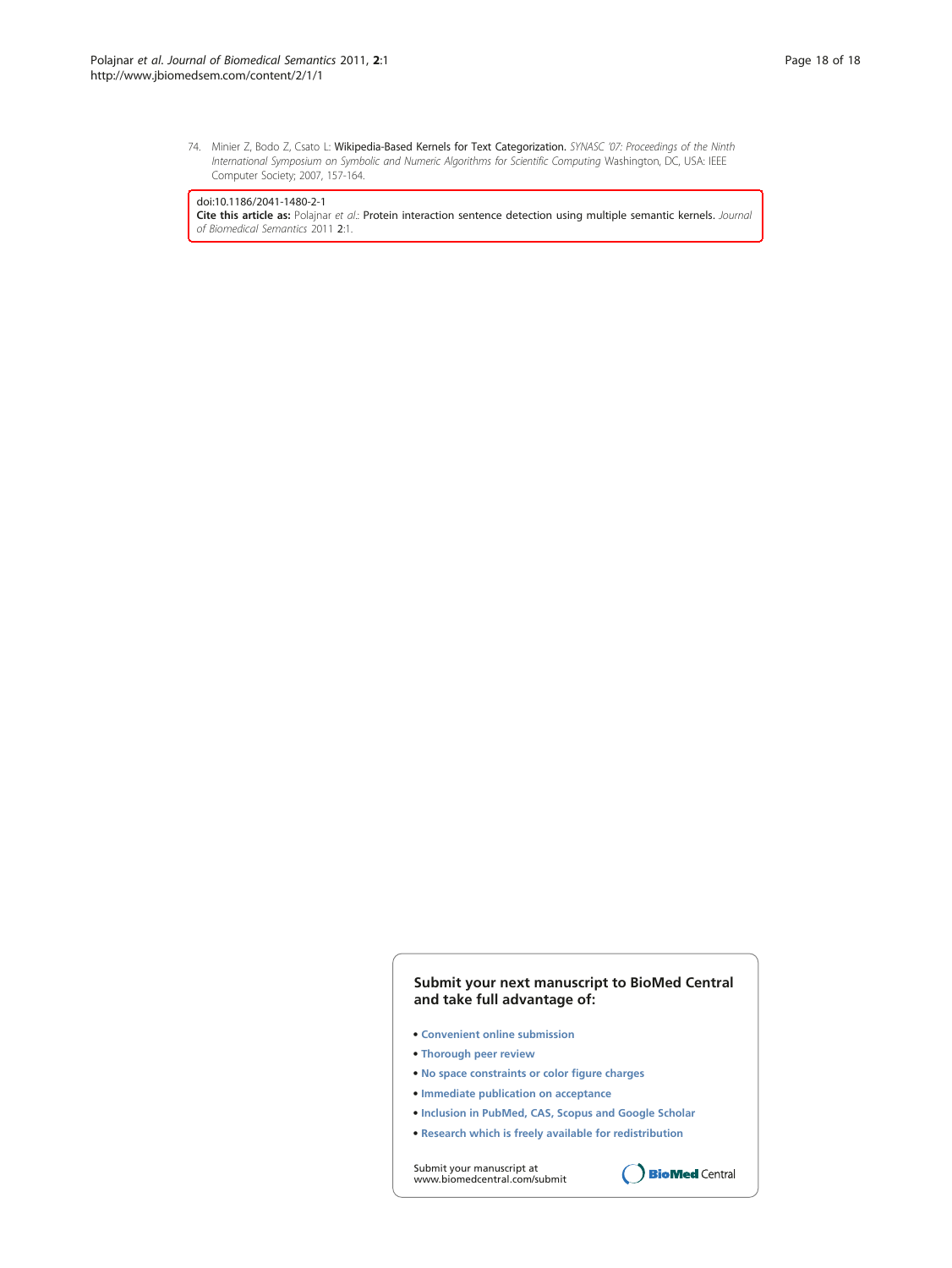74. Minier Z, Bodo Z, Csato L: **Wikipedia-Based Kernels for Text Categorization.** *SYNASC '07: Proceedings of the Ninth International Symposium on Symbolic and Numeric Algorithms for Scientific Computing* Washington, DC, USA: IEEE Computer Society; 2007, 157-164.

doi:10.1186/2041-1480-2-1
**Cite this article as:** Polajnar *et al.*: Protein interaction sentence detection using multiple semantic kernels. *Journal of Biomedical Semantics* 2011 **2**:1.

**Submit your next manuscript to BioMed Central and take full advantage of:**

- **Convenient online submission**
- **Thorough peer review**
- **No space constraints or color figure charges**
- **Immediate publication on acceptance**
- **Inclusion in PubMed, CAS, Scopus and Google Scholar**
- **Research which is freely available for redistribution**

Submit your manuscript at
www.biomedcentral.com/submit

BioMed Central